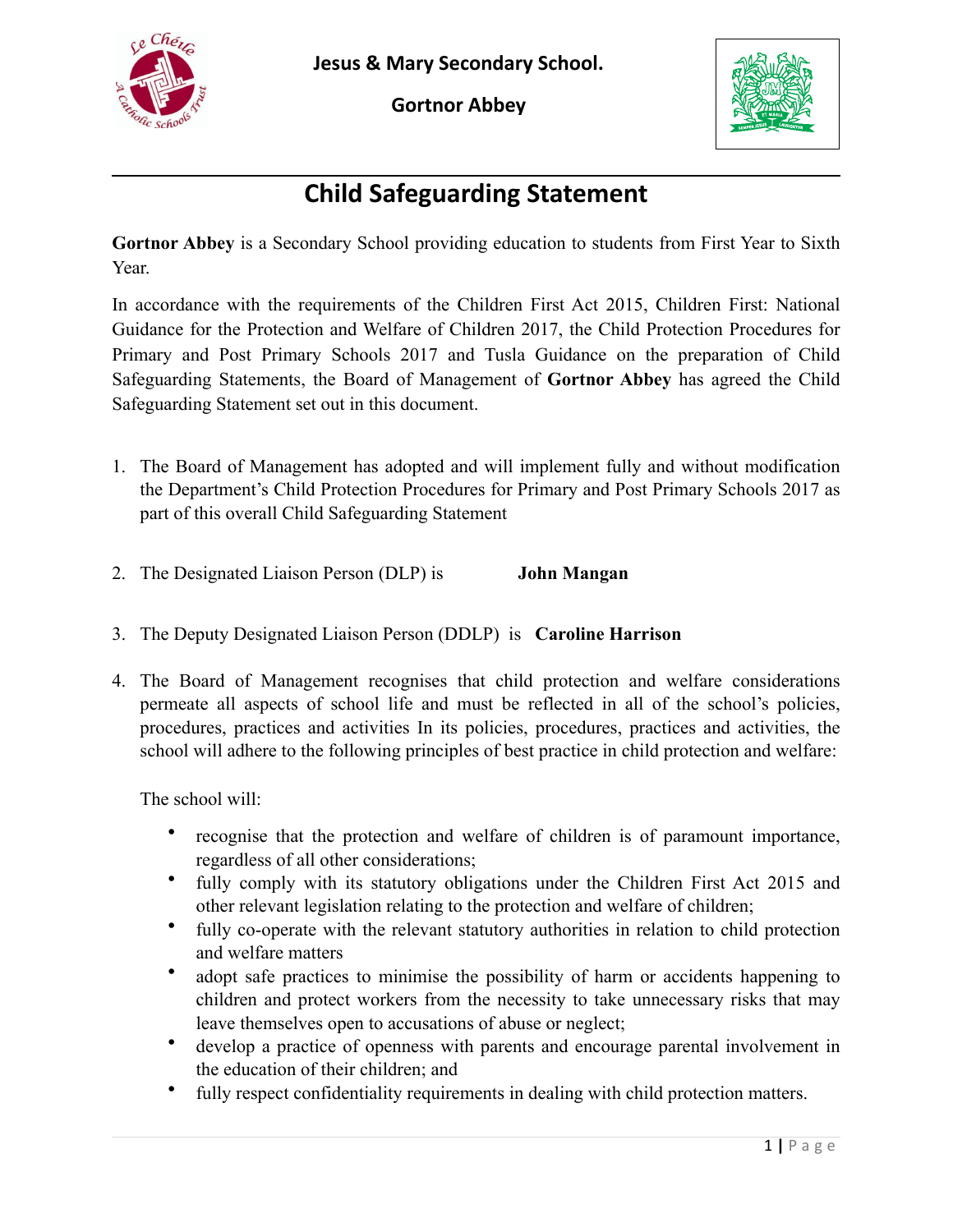**Jesus & Mary Secondary School.**

**Gortnor Abbey**

# Child Safeguarding Statement

**Gortnor Abbey** is a Secondary School providing education to students from First Year to Sixth Year.

In accordance with the requirements of the Children First Act 2015, Children First: National Guidance for the Protection and Welfare of Children 2017, the Child Protection Procedures for Primary and Post Primary Schools 2017 and Tusla Guidance on the preparation of Child Safeguarding Statements, the Board of Management of **Gortnor Abbey** has agreed the Child Safeguarding Statement set out in this document.

1. The Board of Management has adopted and will implement fully and without modification the Department's Child Protection Procedures for Primary and Post Primary Schools 2017 as part of this overall Child Safeguarding Statement

2. The Designated Liaison Person (DLP) is **John Mangan**

3. The Deputy Designated Liaison Person (DDLP) is **Caroline Harrison**

4. The Board of Management recognises that child protection and welfare considerations permeate all aspects of school life and must be reflected in all of the school's policies, procedures, practices and activities In its policies, procedures, practices and activities, the school will adhere to the following principles of best practice in child protection and welfare:

   The school will:

   - recognise that the protection and welfare of children is of paramount importance, regardless of all other considerations;
   - fully comply with its statutory obligations under the Children First Act 2015 and other relevant legislation relating to the protection and welfare of children;
   - fully co-operate with the relevant statutory authorities in relation to child protection and welfare matters
   - adopt safe practices to minimise the possibility of harm or accidents happening to children and protect workers from the necessity to take unnecessary risks that may leave themselves open to accusations of abuse or neglect;
   - develop a practice of openness with parents and encourage parental involvement in the education of their children; and
   - fully respect confidentiality requirements in dealing with child protection matters.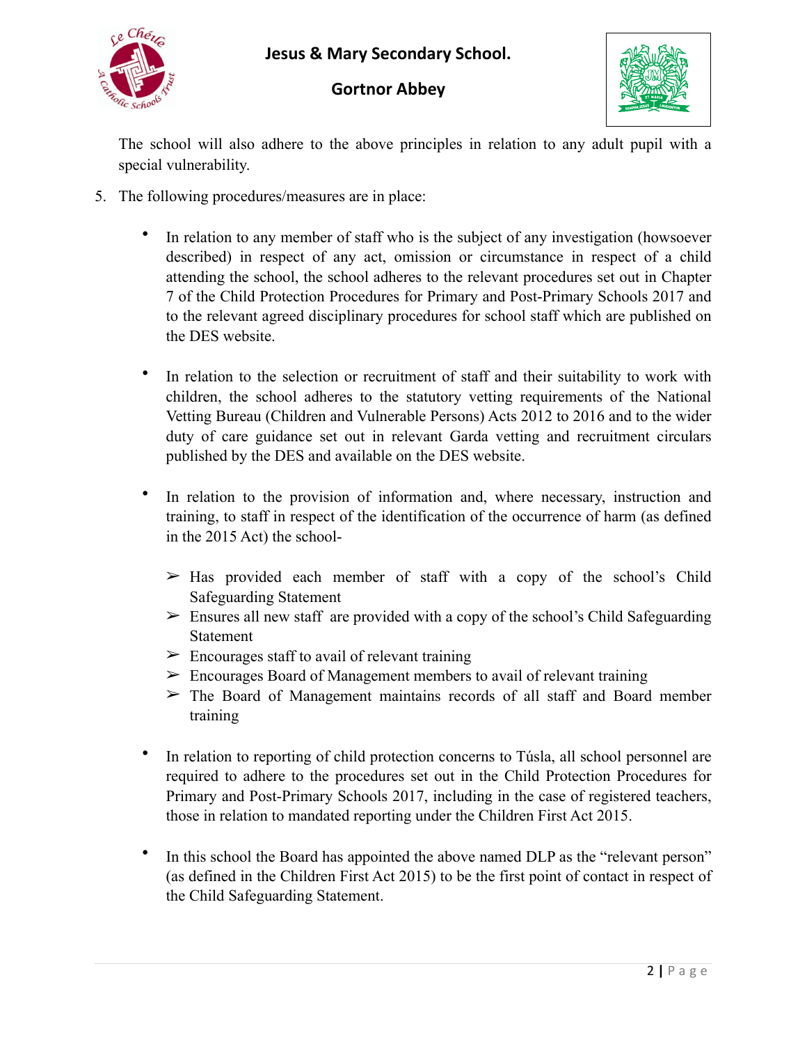The school will also adhere to the above principles in relation to any adult pupil with a special vulnerability.

5. The following procedures/measures are in place:

   - In relation to any member of staff who is the subject of any investigation (howsoever described) in respect of any act, omission or circumstance in respect of a child attending the school, the school adheres to the relevant procedures set out in Chapter 7 of the Child Protection Procedures for Primary and Post-Primary Schools 2017 and to the relevant agreed disciplinary procedures for school staff which are published on the DES website.

   - In relation to the selection or recruitment of staff and their suitability to work with children, the school adheres to the statutory vetting requirements of the National Vetting Bureau (Children and Vulnerable Persons) Acts 2012 to 2016 and to the wider duty of care guidance set out in relevant Garda vetting and recruitment circulars published by the DES and available on the DES website.

   - In relation to the provision of information and, where necessary, instruction and training, to staff in respect of the identification of the occurrence of harm (as defined in the 2015 Act) the school-

     - Has provided each member of staff with a copy of the school's Child Safeguarding Statement
     - Ensures all new staff are provided with a copy of the school's Child Safeguarding Statement
     - Encourages staff to avail of relevant training
     - Encourages Board of Management members to avail of relevant training
     - The Board of Management maintains records of all staff and Board member training

   - In relation to reporting of child protection concerns to Túsla, all school personnel are required to adhere to the procedures set out in the Child Protection Procedures for Primary and Post-Primary Schools 2017, including in the case of registered teachers, those in relation to mandated reporting under the Children First Act 2015.

   - In this school the Board has appointed the above named DLP as the "relevant person" (as defined in the Children First Act 2015) to be the first point of contact in respect of the Child Safeguarding Statement.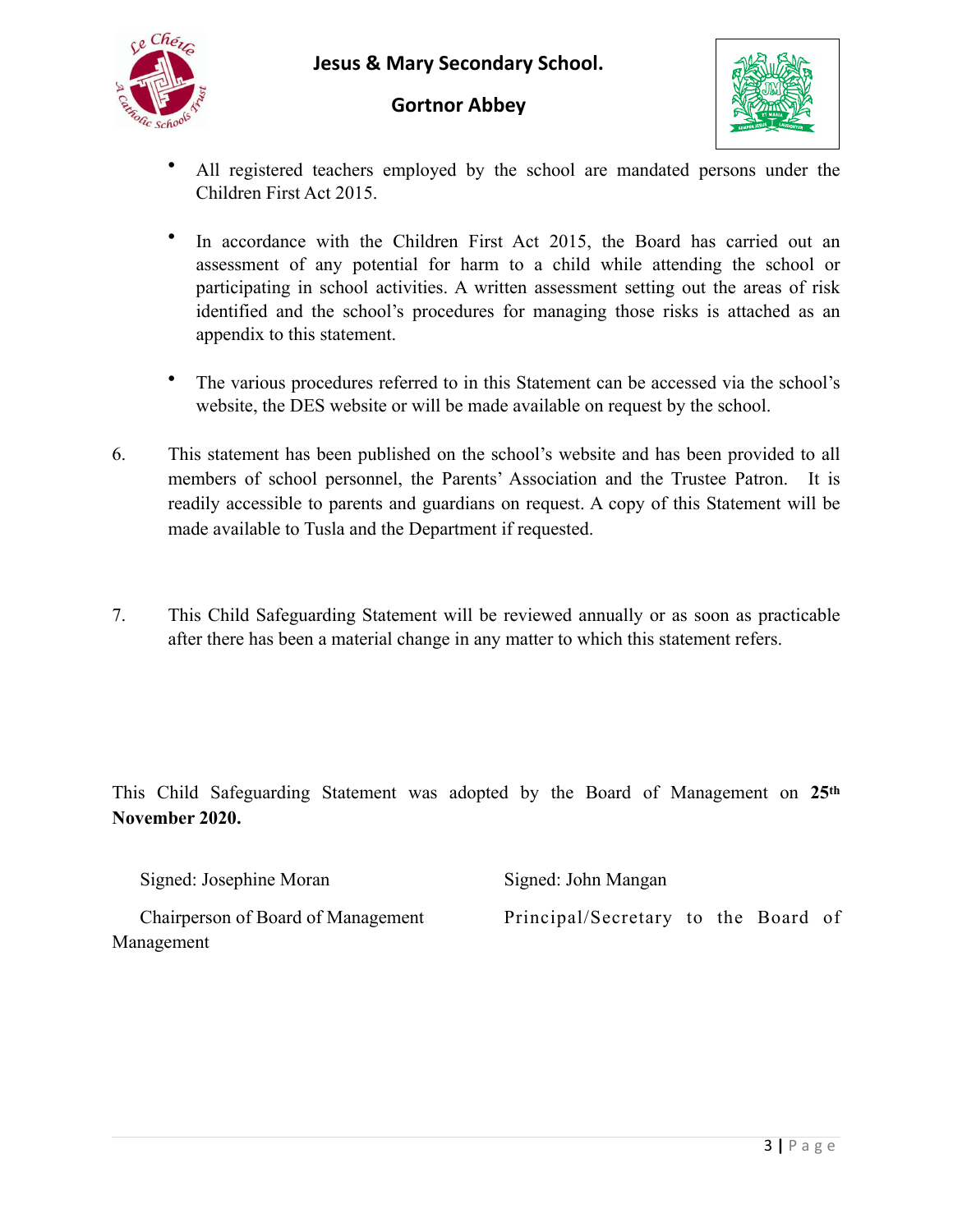- All registered teachers employed by the school are mandated persons under the Children First Act 2015.

- In accordance with the Children First Act 2015, the Board has carried out an assessment of any potential for harm to a child while attending the school or participating in school activities. A written assessment setting out the areas of risk identified and the school's procedures for managing those risks is attached as an appendix to this statement.

- The various procedures referred to in this Statement can be accessed via the school's website, the DES website or will be made available on request by the school.

6. This statement has been published on the school's website and has been provided to all members of school personnel, the Parents' Association and the Trustee Patron. It is readily accessible to parents and guardians on request. A copy of this Statement will be made available to Tusla and the Department if requested.

7. This Child Safeguarding Statement will be reviewed annually or as soon as practicable after there has been a material change in any matter to which this statement refers.

This Child Safeguarding Statement was adopted by the Board of Management on **25th November 2020.**

Signed: Josephine Moran

Chairperson of Board of Management

Signed: John Mangan

Principal/Secretary to the Board of Management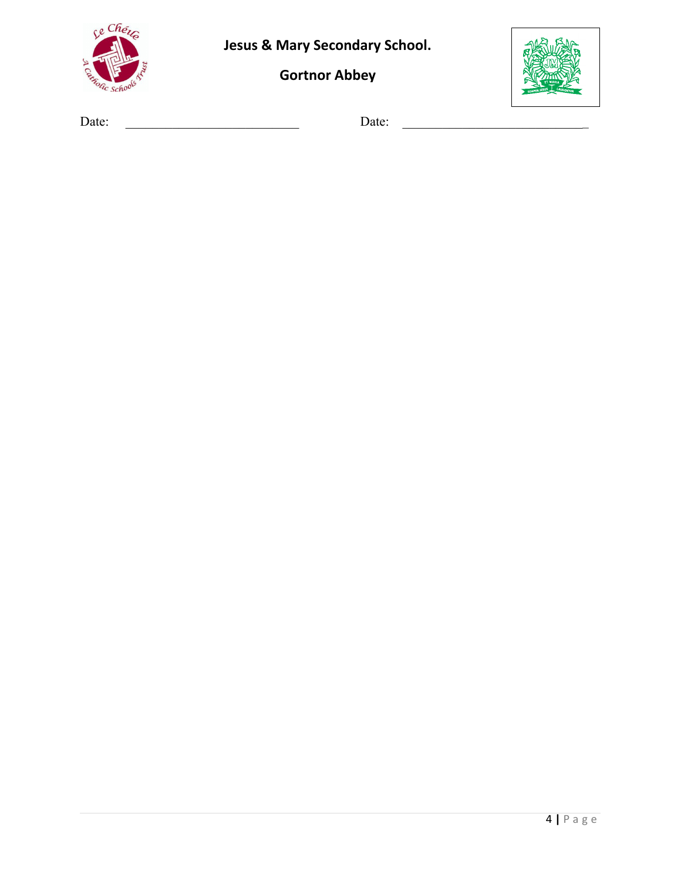Date: ___________________________ Date: ____________________________